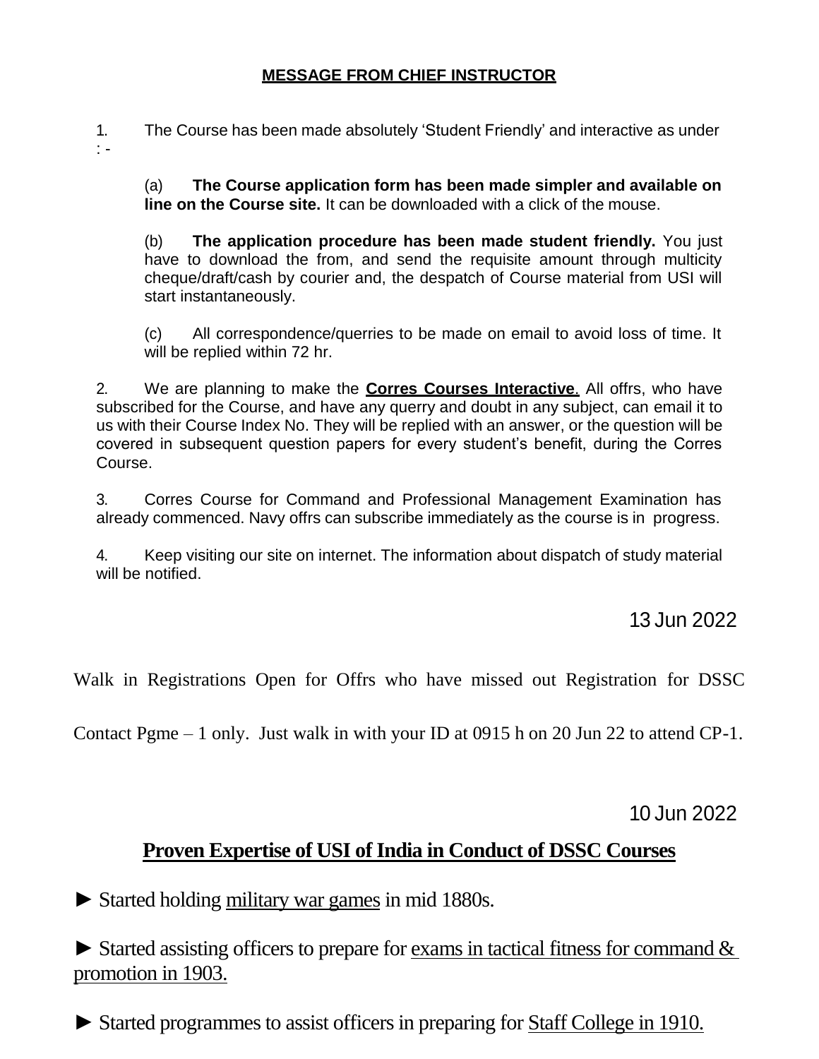## MESSAGE FROM CHIEF INSTRUCTOR

1. The Course has been made absolutely 'Student Friendly' and interactive as under : -

   (a) **The Course application form has been made simpler and available on line on the Course site.** It can be downloaded with a click of the mouse.

   (b) **The application procedure has been made student friendly.** You just have to download the from, and send the requisite amount through multicity cheque/draft/cash by courier and, the despatch of Course material from USI will start instantaneously.

   (c) All correspondence/querries to be made on email to avoid loss of time. It will be replied within 72 hr.

2. We are planning to make the **Corres Courses Interactive**. All offrs, who have subscribed for the Course, and have any querry and doubt in any subject, can email it to us with their Course Index No. They will be replied with an answer, or the question will be covered in subsequent question papers for every student's benefit, during the Corres Course.

3. Corres Course for Command and Professional Management Examination has already commenced. Navy offrs can subscribe immediately as the course is in progress.

4. Keep visiting our site on internet. The information about dispatch of study material will be notified.

13 Jun 2022

Walk in Registrations Open for Offrs who have missed out Registration for DSSC Contact Pgme – 1 only. Just walk in with your ID at 0915 h on 20 Jun 22 to attend CP-1.

10 Jun 2022

## Proven Expertise of USI of India in Conduct of DSSC Courses

► Started holding military war games in mid 1880s.

► Started assisting officers to prepare for exams in tactical fitness for command & promotion in 1903.

► Started programmes to assist officers in preparing for Staff College in 1910.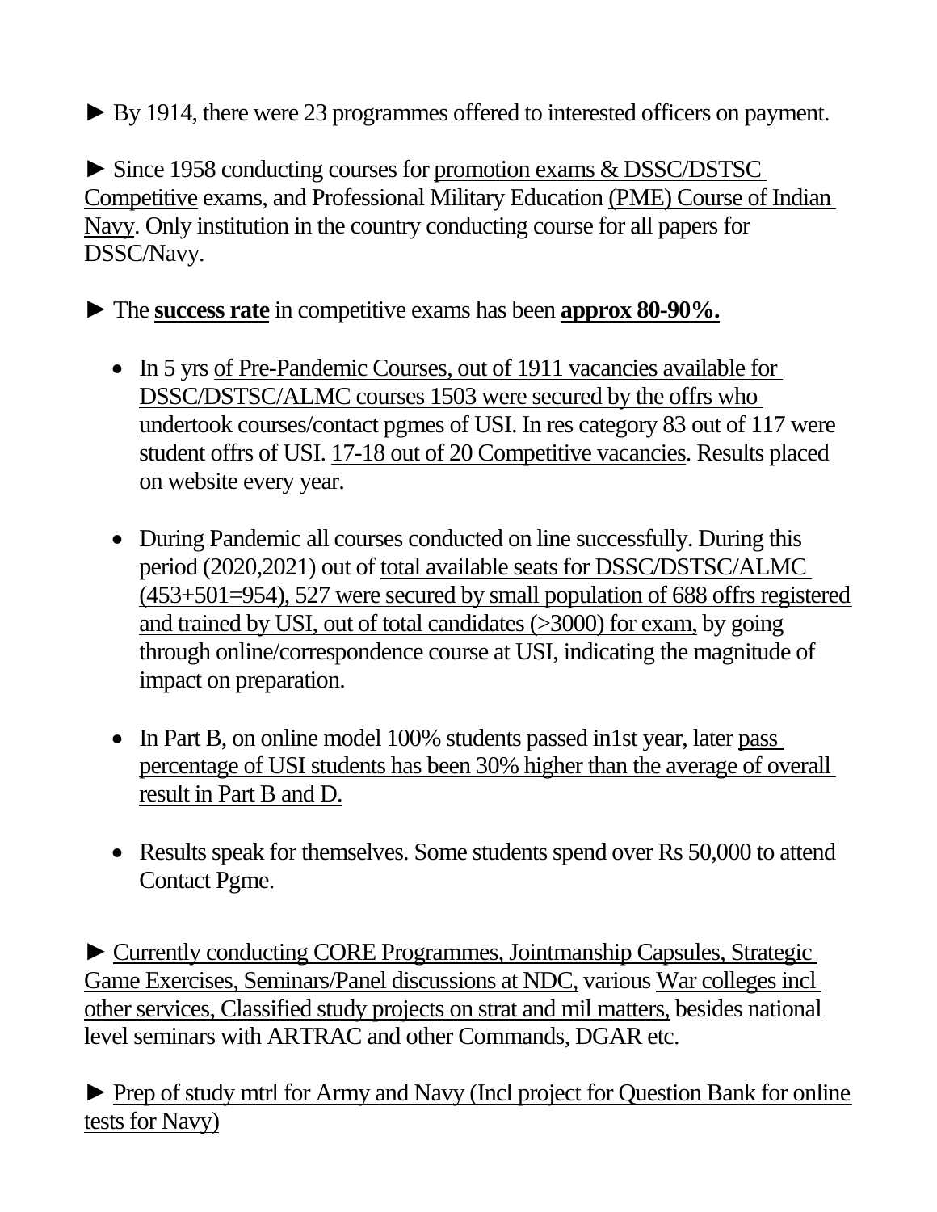► By 1914, there were 23 programmes offered to interested officers on payment.

► Since 1958 conducting courses for promotion exams & DSSC/DSTSC Competitive exams, and Professional Military Education (PME) Course of Indian Navy. Only institution in the country conducting course for all papers for DSSC/Navy.

► The **success rate** in competitive exams has been **approx 80-90%.**

- In 5 yrs of Pre-Pandemic Courses, out of 1911 vacancies available for DSSC/DSTSC/ALMC courses 1503 were secured by the offrs who undertook courses/contact pgmes of USI. In res category 83 out of 117 were student offrs of USI. 17-18 out of 20 Competitive vacancies. Results placed on website every year.

- During Pandemic all courses conducted on line successfully. During this period (2020,2021) out of total available seats for DSSC/DSTSC/ALMC (453+501=954), 527 were secured by small population of 688 offrs registered and trained by USI, out of total candidates (>3000) for exam, by going through online/correspondence course at USI, indicating the magnitude of impact on preparation.

- In Part B, on online model 100% students passed in1st year, later pass percentage of USI students has been 30% higher than the average of overall result in Part B and D.

- Results speak for themselves. Some students spend over Rs 50,000 to attend Contact Pgme.

► Currently conducting CORE Programmes, Jointmanship Capsules, Strategic Game Exercises, Seminars/Panel discussions at NDC, various War colleges incl other services, Classified study projects on strat and mil matters, besides national level seminars with ARTRAC and other Commands, DGAR etc.

► Prep of study mtrl for Army and Navy (Incl project for Question Bank for online tests for Navy)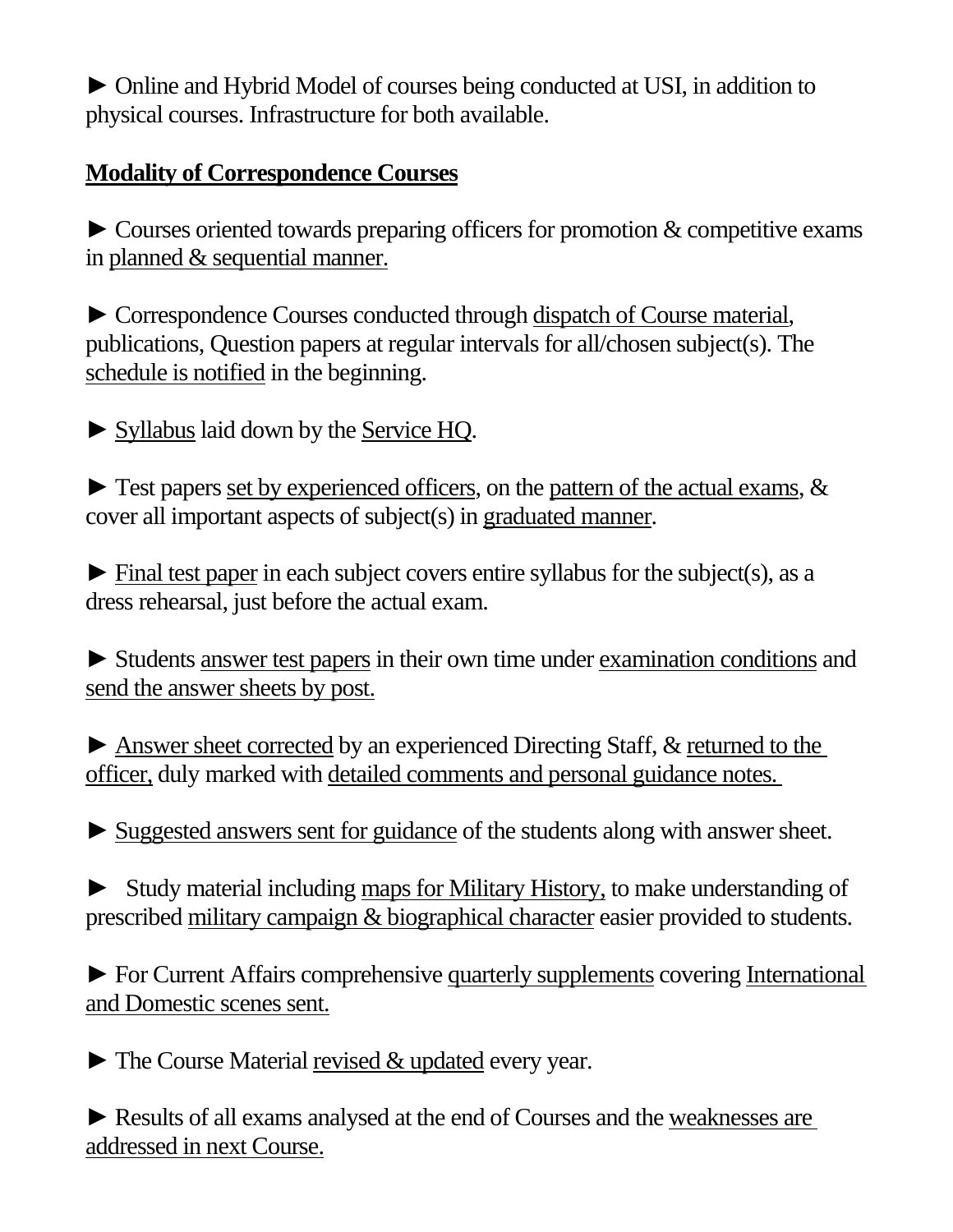► Online and Hybrid Model of courses being conducted at USI, in addition to physical courses. Infrastructure for both available.

**Modality of Correspondence Courses**

► Courses oriented towards preparing officers for promotion & competitive exams in planned & sequential manner.

► Correspondence Courses conducted through dispatch of Course material, publications, Question papers at regular intervals for all/chosen subject(s). The schedule is notified in the beginning.

► Syllabus laid down by the Service HQ.

► Test papers set by experienced officers, on the pattern of the actual exams, & cover all important aspects of subject(s) in graduated manner.

► Final test paper in each subject covers entire syllabus for the subject(s), as a dress rehearsal, just before the actual exam.

► Students answer test papers in their own time under examination conditions and send the answer sheets by post.

► Answer sheet corrected by an experienced Directing Staff, & returned to the officer, duly marked with detailed comments and personal guidance notes.

► Suggested answers sent for guidance of the students along with answer sheet.

► Study material including maps for Military History, to make understanding of prescribed military campaign & biographical character easier provided to students.

► For Current Affairs comprehensive quarterly supplements covering International and Domestic scenes sent.

► The Course Material revised & updated every year.

► Results of all exams analysed at the end of Courses and the weaknesses are addressed in next Course.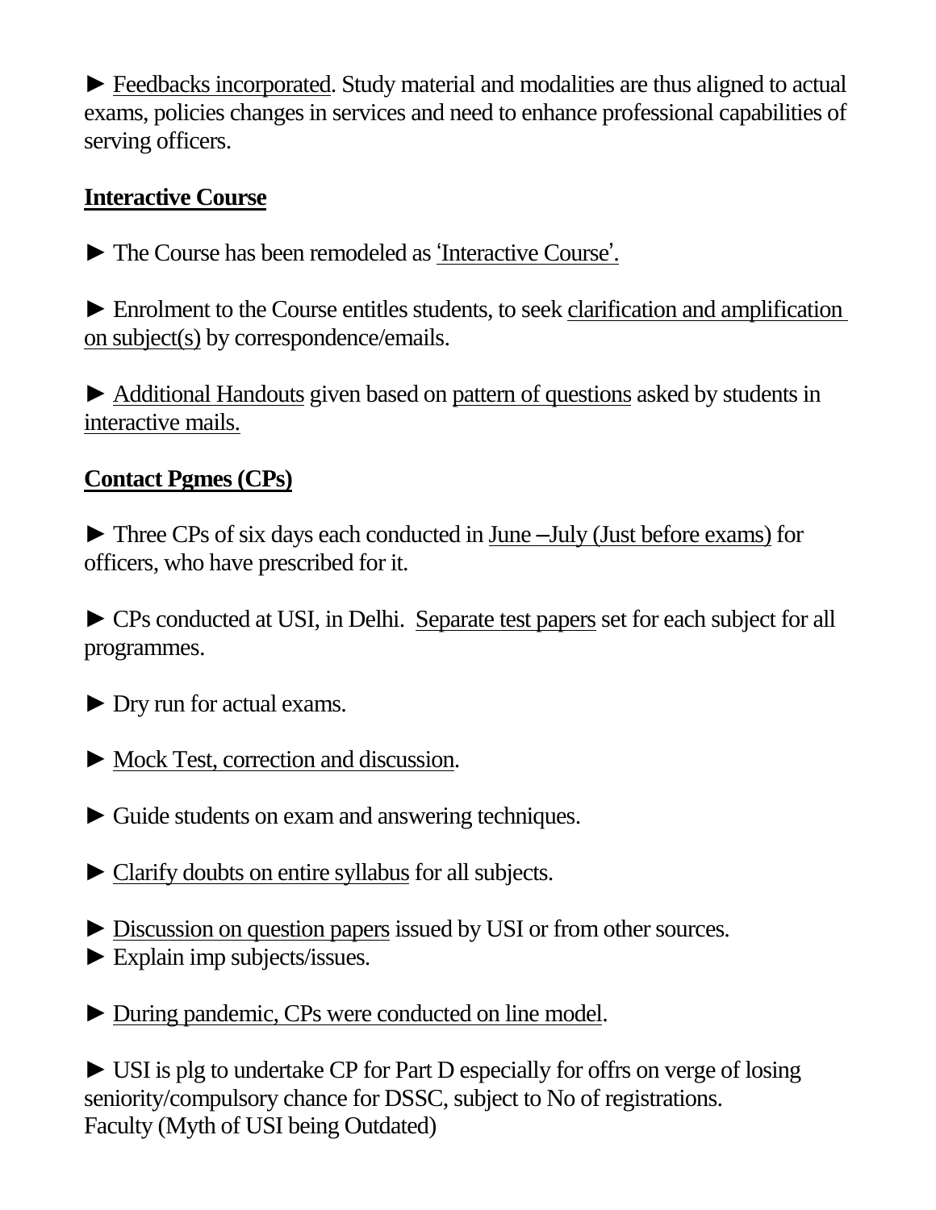► Feedbacks incorporated. Study material and modalities are thus aligned to actual exams, policies changes in services and need to enhance professional capabilities of serving officers.

## Interactive Course

► The Course has been remodeled as 'Interactive Course'.

► Enrolment to the Course entitles students, to seek clarification and amplification on subject(s) by correspondence/emails.

► Additional Handouts given based on pattern of questions asked by students in interactive mails.

## Contact Pgmes (CPs)

► Three CPs of six days each conducted in June –July (Just before exams) for officers, who have prescribed for it.

► CPs conducted at USI, in Delhi. Separate test papers set for each subject for all programmes.

► Dry run for actual exams.

► Mock Test, correction and discussion.

► Guide students on exam and answering techniques.

► Clarify doubts on entire syllabus for all subjects.

► Discussion on question papers issued by USI or from other sources.
► Explain imp subjects/issues.

► During pandemic, CPs were conducted on line model.

► USI is plg to undertake CP for Part D especially for offrs on verge of losing seniority/compulsory chance for DSSC, subject to No of registrations.
Faculty (Myth of USI being Outdated)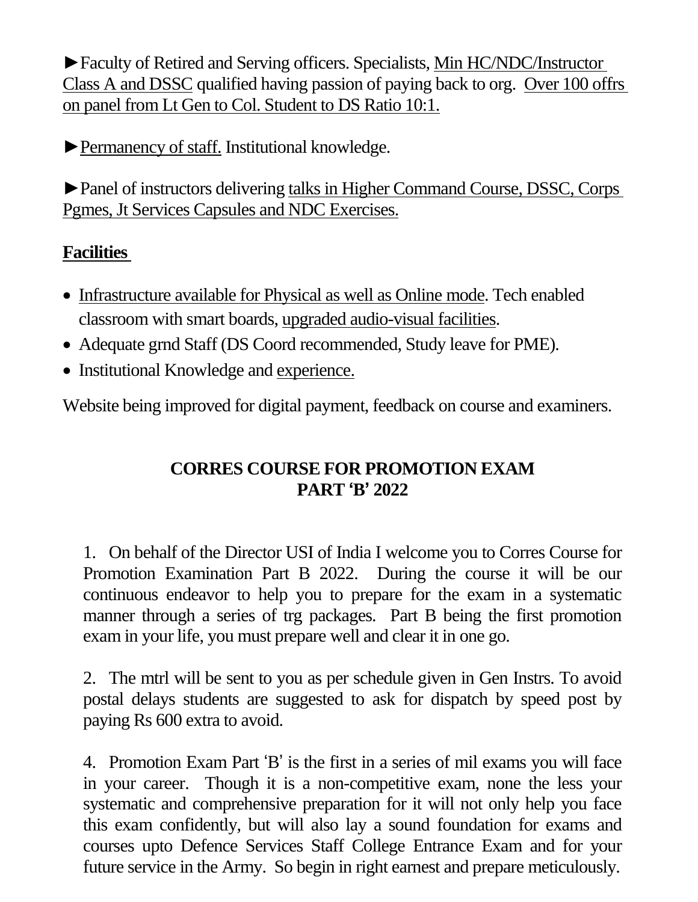►Faculty of Retired and Serving officers. Specialists, Min HC/NDC/Instructor Class A and DSSC qualified having passion of paying back to org. Over 100 offrs on panel from Lt Gen to Col. Student to DS Ratio 10:1.

►Permanency of staff. Institutional knowledge.

►Panel of instructors delivering talks in Higher Command Course, DSSC, Corps Pgmes, Jt Services Capsules and NDC Exercises.

**Facilities**

- Infrastructure available for Physical as well as Online mode. Tech enabled classroom with smart boards, upgraded audio-visual facilities.
- Adequate grnd Staff (DS Coord recommended, Study leave for PME).
- Institutional Knowledge and experience.

Website being improved for digital payment, feedback on course and examiners.

## CORRES COURSE FOR PROMOTION EXAM PART 'B' 2022

1. On behalf of the Director USI of India I welcome you to Corres Course for Promotion Examination Part B 2022. During the course it will be our continuous endeavor to help you to prepare for the exam in a systematic manner through a series of trg packages. Part B being the first promotion exam in your life, you must prepare well and clear it in one go.

2. The mtrl will be sent to you as per schedule given in Gen Instrs. To avoid postal delays students are suggested to ask for dispatch by speed post by paying Rs 600 extra to avoid.

4. Promotion Exam Part 'B' is the first in a series of mil exams you will face in your career. Though it is a non-competitive exam, none the less your systematic and comprehensive preparation for it will not only help you face this exam confidently, but will also lay a sound foundation for exams and courses upto Defence Services Staff College Entrance Exam and for your future service in the Army. So begin in right earnest and prepare meticulously.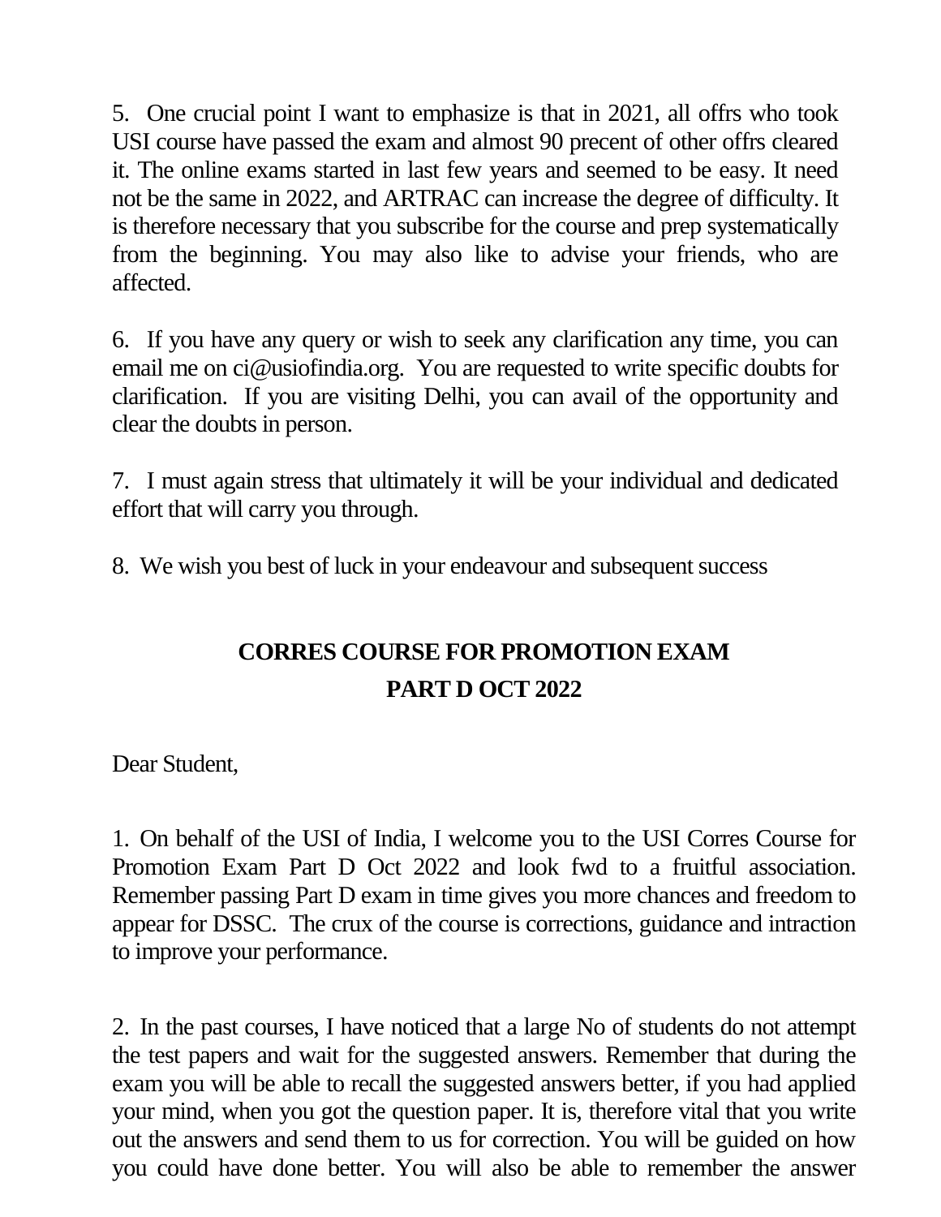5. One crucial point I want to emphasize is that in 2021, all offrs who took USI course have passed the exam and almost 90 precent of other offrs cleared it. The online exams started in last few years and seemed to be easy. It need not be the same in 2022, and ARTRAC can increase the degree of difficulty. It is therefore necessary that you subscribe for the course and prep systematically from the beginning. You may also like to advise your friends, who are affected.

6. If you have any query or wish to seek any clarification any time, you can email me on ci@usiofindia.org. You are requested to write specific doubts for clarification. If you are visiting Delhi, you can avail of the opportunity and clear the doubts in person.

7. I must again stress that ultimately it will be your individual and dedicated effort that will carry you through.

8. We wish you best of luck in your endeavour and subsequent success

## CORRES COURSE FOR PROMOTION EXAM PART D OCT 2022

Dear Student,

1. On behalf of the USI of India, I welcome you to the USI Corres Course for Promotion Exam Part D Oct 2022 and look fwd to a fruitful association. Remember passing Part D exam in time gives you more chances and freedom to appear for DSSC. The crux of the course is corrections, guidance and intraction to improve your performance.

2. In the past courses, I have noticed that a large No of students do not attempt the test papers and wait for the suggested answers. Remember that during the exam you will be able to recall the suggested answers better, if you had applied your mind, when you got the question paper. It is, therefore vital that you write out the answers and send them to us for correction. You will be guided on how you could have done better. You will also be able to remember the answer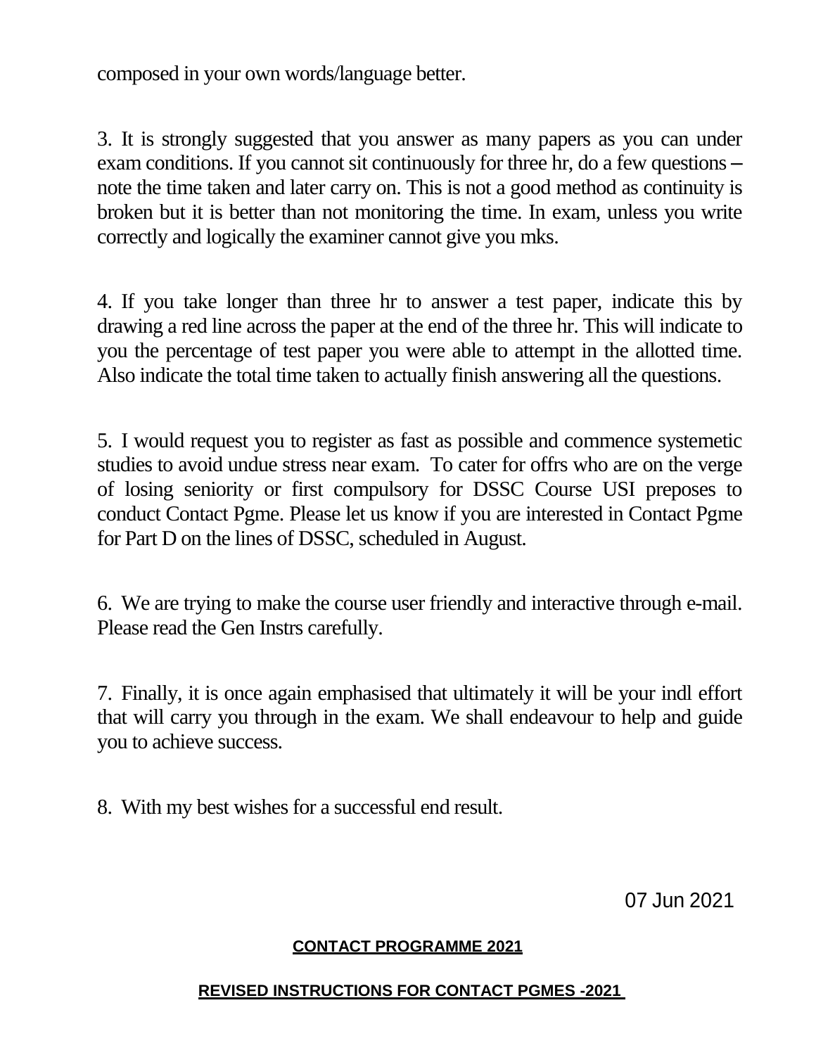composed in your own words/language better.

3. It is strongly suggested that you answer as many papers as you can under exam conditions. If you cannot sit continuously for three hr, do a few questions – note the time taken and later carry on. This is not a good method as continuity is broken but it is better than not monitoring the time. In exam, unless you write correctly and logically the examiner cannot give you mks.

4. If you take longer than three hr to answer a test paper, indicate this by drawing a red line across the paper at the end of the three hr. This will indicate to you the percentage of test paper you were able to attempt in the allotted time. Also indicate the total time taken to actually finish answering all the questions.

5. I would request you to register as fast as possible and commence systemetic studies to avoid undue stress near exam. To cater for offrs who are on the verge of losing seniority or first compulsory for DSSC Course USI preposes to conduct Contact Pgme. Please let us know if you are interested in Contact Pgme for Part D on the lines of DSSC, scheduled in August.

6. We are trying to make the course user friendly and interactive through e-mail. Please read the Gen Instrs carefully.

7. Finally, it is once again emphasised that ultimately it will be your indl effort that will carry you through in the exam. We shall endeavour to help and guide you to achieve success.

8. With my best wishes for a successful end result.

07 Jun 2021

**CONTACT PROGRAMME 2021**

**REVISED INSTRUCTIONS FOR CONTACT PGMES -2021**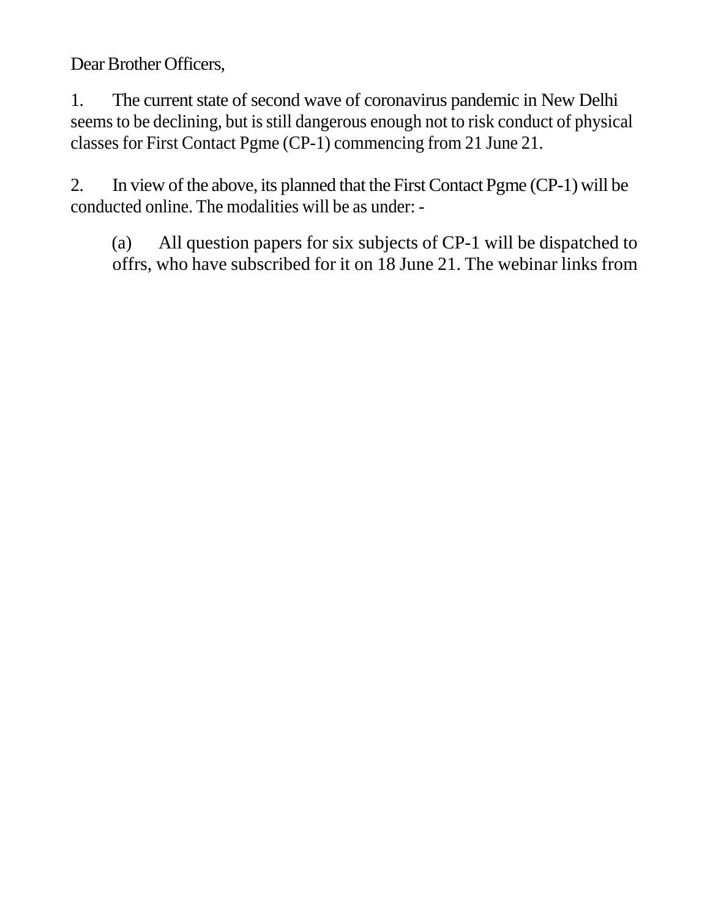Dear Brother Officers,

1. The current state of second wave of coronavirus pandemic in New Delhi seems to be declining, but is still dangerous enough not to risk conduct of physical classes for First Contact Pgme (CP-1) commencing from 21 June 21.

2. In view of the above, its planned that the First Contact Pgme (CP-1) will be conducted online. The modalities will be as under: -

   (a) All question papers for six subjects of CP-1 will be dispatched to offrs, who have subscribed for it on 18 June 21. The webinar links from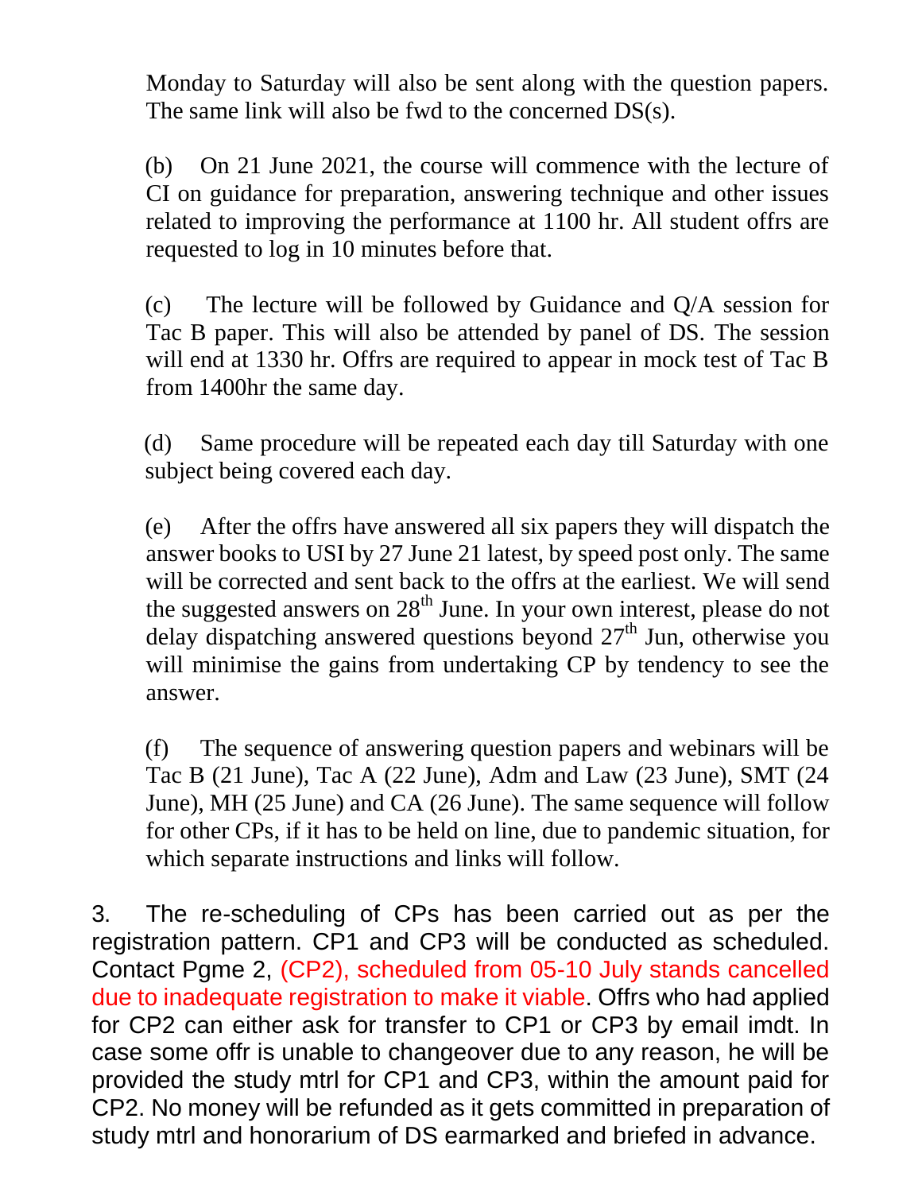Monday to Saturday will also be sent along with the question papers. The same link will also be fwd to the concerned DS(s).

(b) On 21 June 2021, the course will commence with the lecture of CI on guidance for preparation, answering technique and other issues related to improving the performance at 1100 hr. All student offrs are requested to log in 10 minutes before that.

(c) The lecture will be followed by Guidance and Q/A session for Tac B paper. This will also be attended by panel of DS. The session will end at 1330 hr. Offrs are required to appear in mock test of Tac B from 1400hr the same day.

(d) Same procedure will be repeated each day till Saturday with one subject being covered each day.

(e) After the offrs have answered all six papers they will dispatch the answer books to USI by 27 June 21 latest, by speed post only. The same will be corrected and sent back to the offrs at the earliest. We will send the suggested answers on 28th June. In your own interest, please do not delay dispatching answered questions beyond 27th Jun, otherwise you will minimise the gains from undertaking CP by tendency to see the answer.

(f) The sequence of answering question papers and webinars will be Tac B (21 June), Tac A (22 June), Adm and Law (23 June), SMT (24 June), MH (25 June) and CA (26 June). The same sequence will follow for other CPs, if it has to be held on line, due to pandemic situation, for which separate instructions and links will follow.

3. The re-scheduling of CPs has been carried out as per the registration pattern. CP1 and CP3 will be conducted as scheduled. Contact Pgme 2, (CP2), scheduled from 05-10 July stands cancelled due to inadequate registration to make it viable. Offrs who had applied for CP2 can either ask for transfer to CP1 or CP3 by email imdt. In case some offr is unable to changeover due to any reason, he will be provided the study mtrl for CP1 and CP3, within the amount paid for CP2. No money will be refunded as it gets committed in preparation of study mtrl and honorarium of DS earmarked and briefed in advance.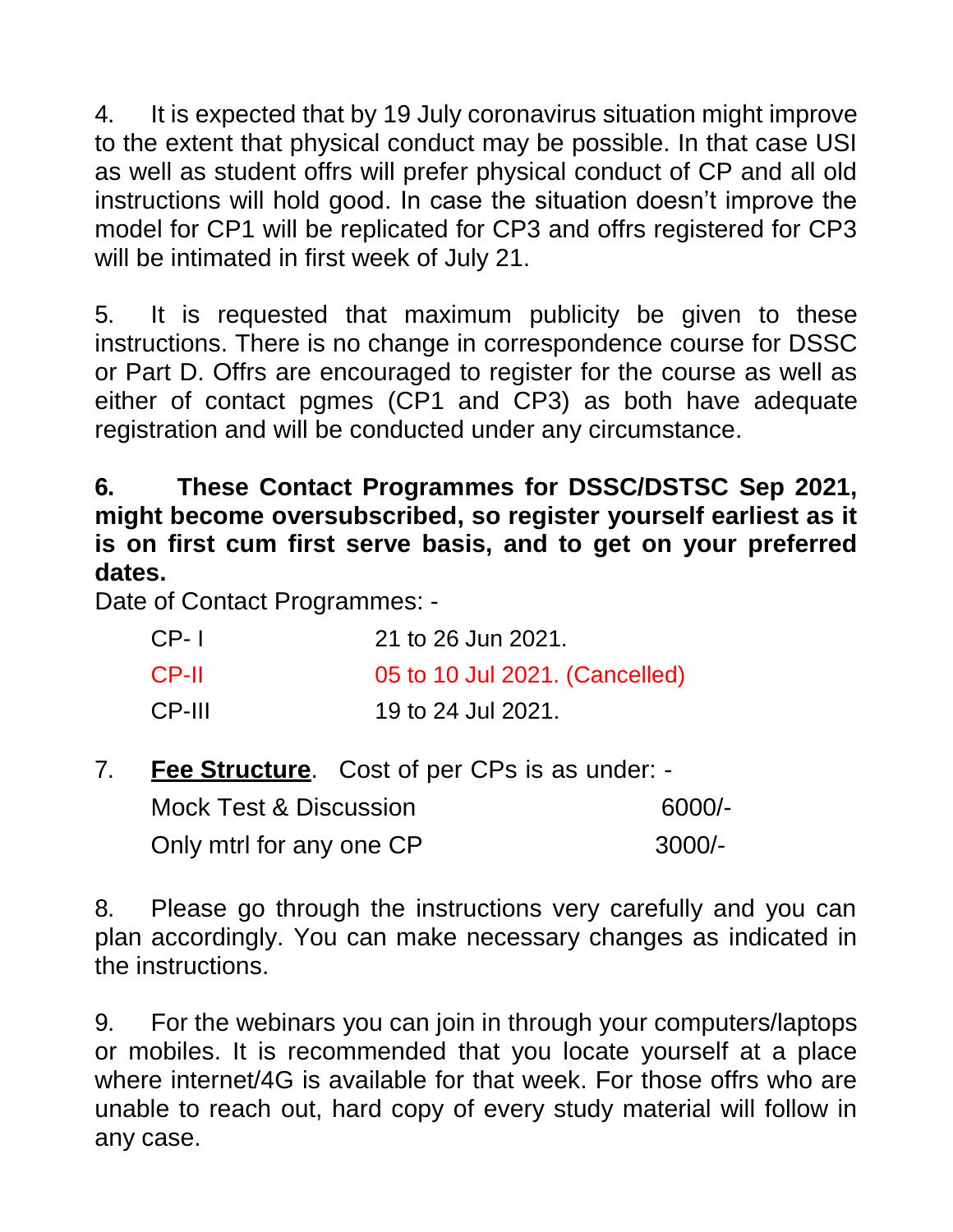4. It is expected that by 19 July coronavirus situation might improve to the extent that physical conduct may be possible. In that case USI as well as student offrs will prefer physical conduct of CP and all old instructions will hold good. In case the situation doesn't improve the model for CP1 will be replicated for CP3 and offrs registered for CP3 will be intimated in first week of July 21.

5. It is requested that maximum publicity be given to these instructions. There is no change in correspondence course for DSSC or Part D. Offrs are encouraged to register for the course as well as either of contact pgmes (CP1 and CP3) as both have adequate registration and will be conducted under any circumstance.

**6. These Contact Programmes for DSSC/DSTSC Sep 2021, might become oversubscribed, so register yourself earliest as it is on first cum first serve basis, and to get on your preferred dates.**

Date of Contact Programmes: -

| | |
|---|---|
| CP- I | 21 to 26 Jun 2021. |
| CP-II | 05 to 10 Jul 2021. (Cancelled) |
| CP-III | 19 to 24 Jul 2021. |

7. **Fee Structure**. Cost of per CPs is as under: -

| | |
|---|---|
| Mock Test & Discussion | 6000/- |
| Only mtrl for any one CP | 3000/- |

8. Please go through the instructions very carefully and you can plan accordingly. You can make necessary changes as indicated in the instructions.

9. For the webinars you can join in through your computers/laptops or mobiles. It is recommended that you locate yourself at a place where internet/4G is available for that week. For those offrs who are unable to reach out, hard copy of every study material will follow in any case.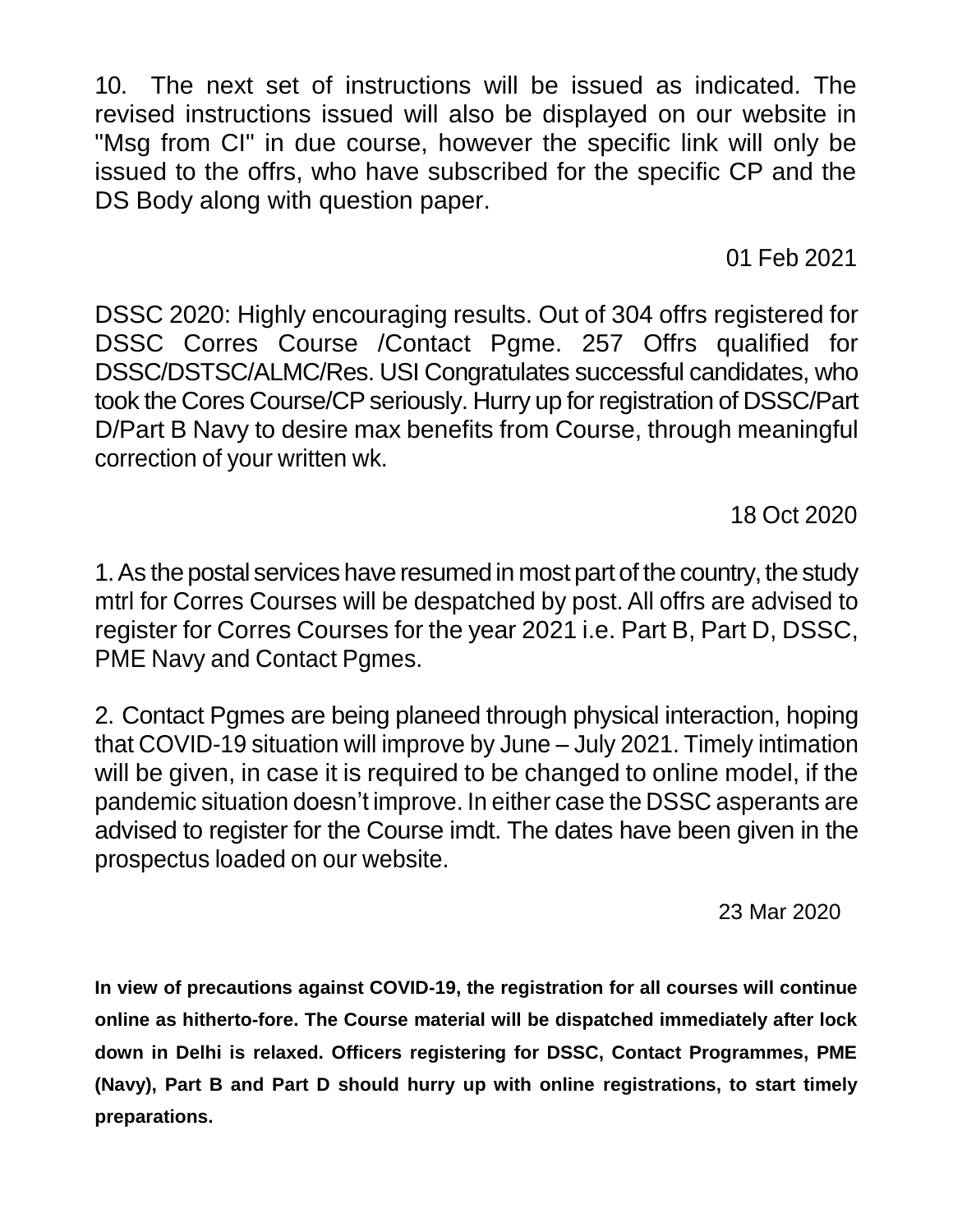10. The next set of instructions will be issued as indicated. The revised instructions issued will also be displayed on our website in "Msg from CI" in due course, however the specific link will only be issued to the offrs, who have subscribed for the specific CP and the DS Body along with question paper.

01 Feb 2021

DSSC 2020: Highly encouraging results. Out of 304 offrs registered for DSSC Corres Course /Contact Pgme. 257 Offrs qualified for DSSC/DSTSC/ALMC/Res. USI Congratulates successful candidates, who took the Cores Course/CP seriously. Hurry up for registration of DSSC/Part D/Part B Navy to desire max benefits from Course, through meaningful correction of your written wk.

18 Oct 2020

1. As the postal services have resumed in most part of the country, the study mtrl for Corres Courses will be despatched by post. All offrs are advised to register for Corres Courses for the year 2021 i.e. Part B, Part D, DSSC, PME Navy and Contact Pgmes.

2. Contact Pgmes are being planeed through physical interaction, hoping that COVID-19 situation will improve by June – July 2021. Timely intimation will be given, in case it is required to be changed to online model, if the pandemic situation doesn't improve. In either case the DSSC asperants are advised to register for the Course imdt. The dates have been given in the prospectus loaded on our website.

23 Mar 2020

**In view of precautions against COVID-19, the registration for all courses will continue online as hitherto-fore. The Course material will be dispatched immediately after lock down in Delhi is relaxed. Officers registering for DSSC, Contact Programmes, PME (Navy), Part B and Part D should hurry up with online registrations, to start timely preparations.**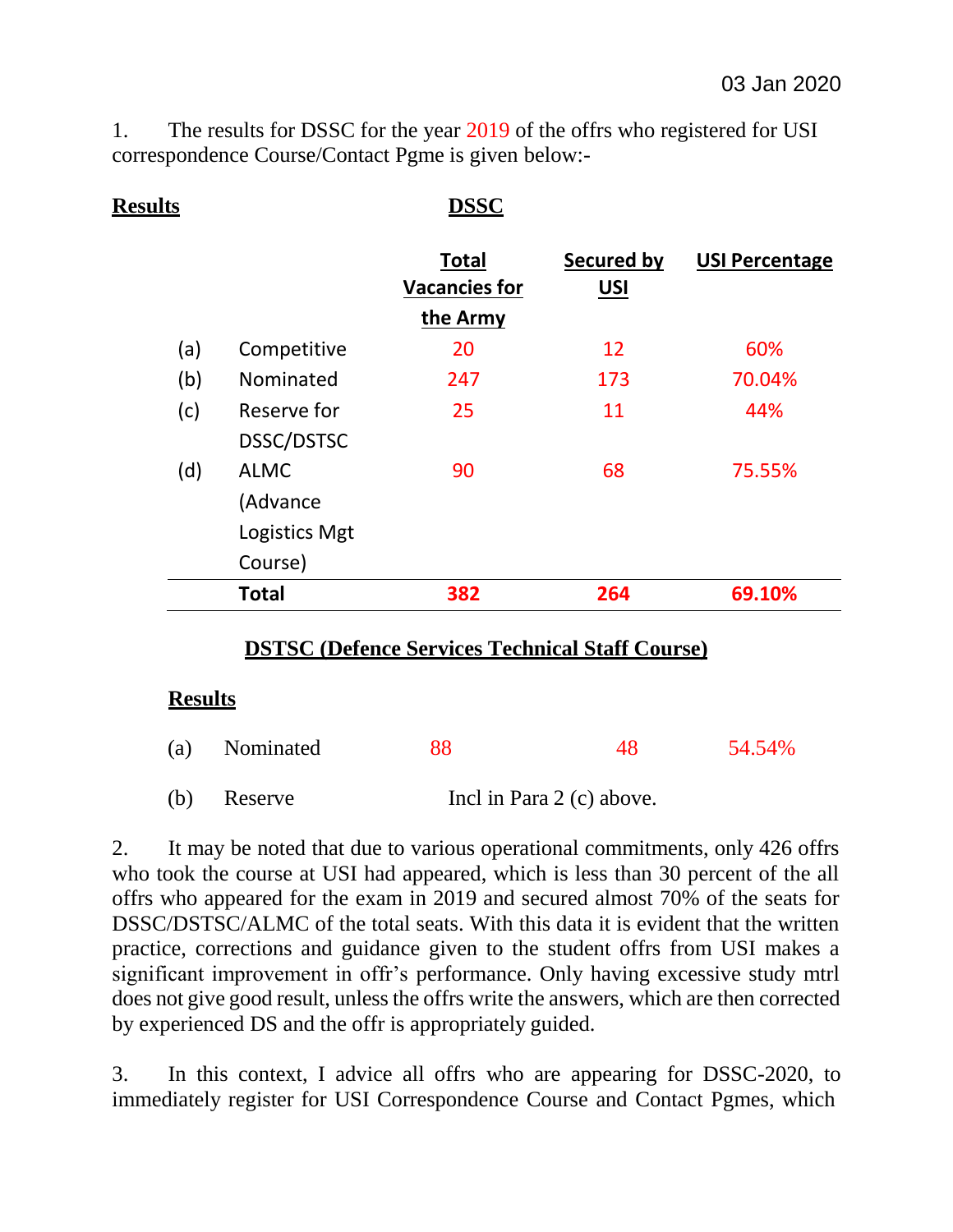03 Jan 2020

1. The results for DSSC for the year 2019 of the offrs who registered for USI correspondence Course/Contact Pgme is given below:-

**Results** **DSSC**

| | | **Total Vacancies for the Army** | **Secured by USI** | **USI Percentage** |
|---|---|---|---|---|
| (a) | Competitive | 20 | 12 | 60% |
| (b) | Nominated | 247 | 173 | 70.04% |
| (c) | Reserve for DSSC/DSTSC | 25 | 11 | 44% |
| (d) | ALMC (Advance Logistics Mgt Course) | 90 | 68 | 75.55% |
| | **Total** | **382** | **264** | **69.10%** |

**DSTSC (Defence Services Technical Staff Course)**

**Results**

| | | | | |
|---|---|---|---|---|
| (a) | Nominated | 88 | 48 | 54.54% |
| (b) | Reserve | Incl in Para 2 (c) above. | | |

2. It may be noted that due to various operational commitments, only 426 offrs who took the course at USI had appeared, which is less than 30 percent of the all offrs who appeared for the exam in 2019 and secured almost 70% of the seats for DSSC/DSTSC/ALMC of the total seats. With this data it is evident that the written practice, corrections and guidance given to the student offrs from USI makes a significant improvement in offr's performance. Only having excessive study mtrl does not give good result, unless the offrs write the answers, which are then corrected by experienced DS and the offr is appropriately guided.

3. In this context, I advice all offrs who are appearing for DSSC-2020, to immediately register for USI Correspondence Course and Contact Pgmes, which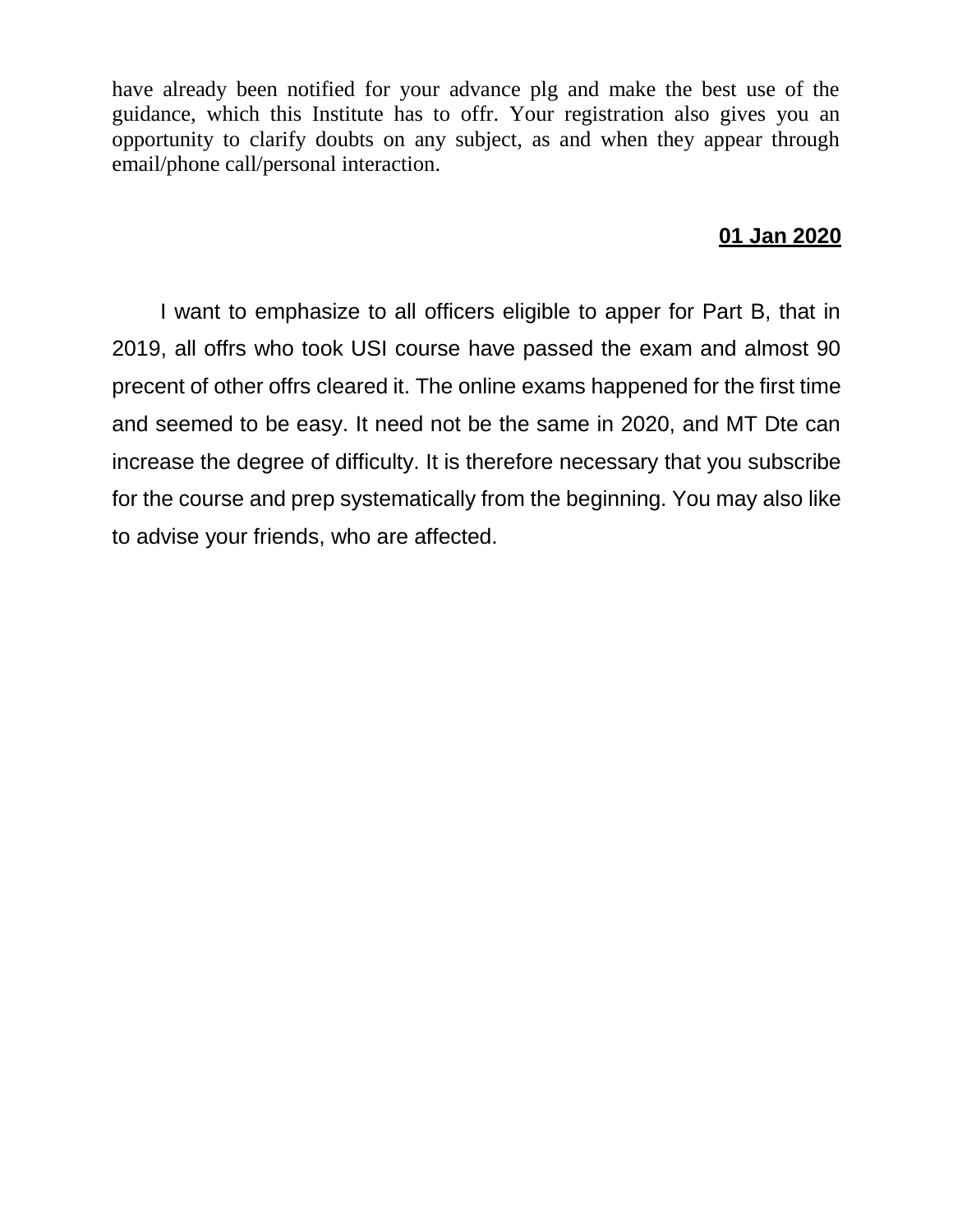have already been notified for your advance plg and make the best use of the guidance, which this Institute has to offr. Your registration also gives you an opportunity to clarify doubts on any subject, as and when they appear through email/phone call/personal interaction.

**01 Jan 2020**

I want to emphasize to all officers eligible to apper for Part B, that in 2019, all offrs who took USI course have passed the exam and almost 90 precent of other offrs cleared it. The online exams happened for the first time and seemed to be easy. It need not be the same in 2020, and MT Dte can increase the degree of difficulty. It is therefore necessary that you subscribe for the course and prep systematically from the beginning. You may also like to advise your friends, who are affected.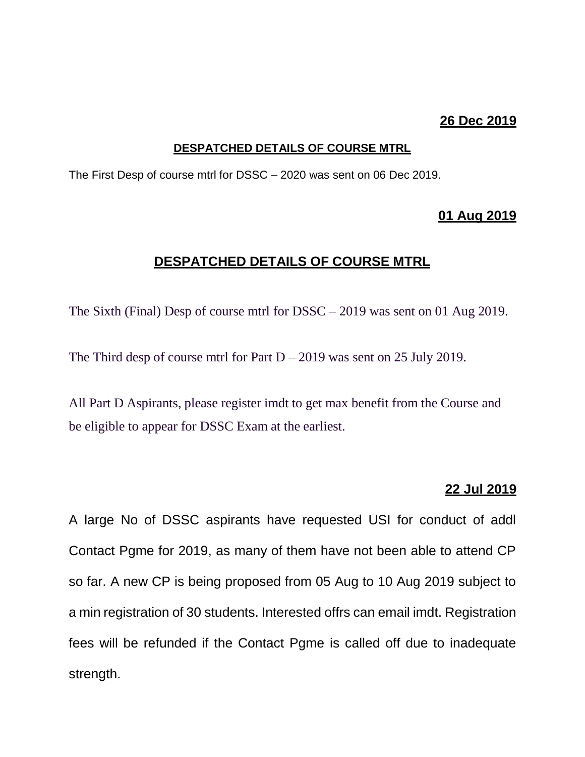**26 Dec 2019**

**DESPATCHED DETAILS OF COURSE MTRL**

The First Desp of course mtrl for DSSC – 2020 was sent on 06 Dec 2019.

**01 Aug 2019**

## DESPATCHED DETAILS OF COURSE MTRL

The Sixth (Final) Desp of course mtrl for DSSC – 2019 was sent on 01 Aug 2019.

The Third desp of course mtrl for Part D – 2019 was sent on 25 July 2019.

All Part D Aspirants, please register imdt to get max benefit from the Course and be eligible to appear for DSSC Exam at the earliest.

**22 Jul 2019**

A large No of DSSC aspirants have requested USI for conduct of addl Contact Pgme for 2019, as many of them have not been able to attend CP so far. A new CP is being proposed from 05 Aug to 10 Aug 2019 subject to a min registration of 30 students. Interested offrs can email imdt. Registration fees will be refunded if the Contact Pgme is called off due to inadequate strength.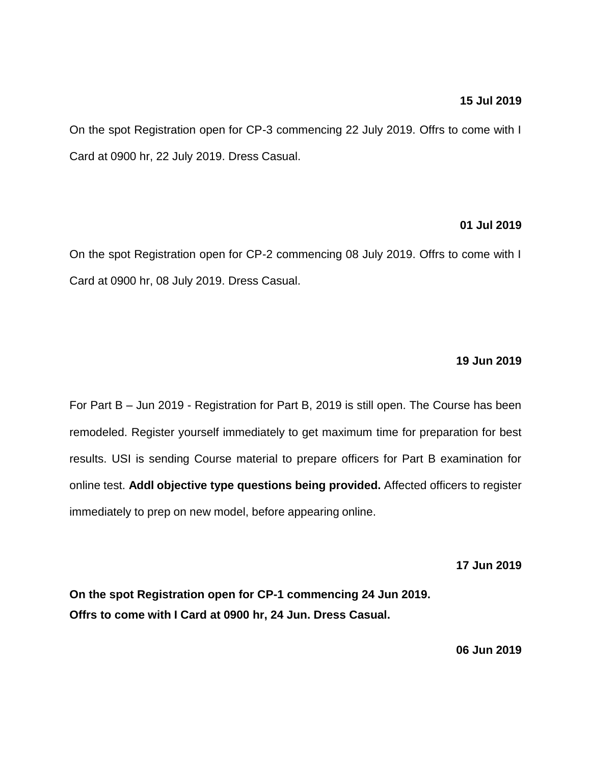**15 Jul 2019**

On the spot Registration open for CP-3 commencing 22 July 2019. Offrs to come with I Card at 0900 hr, 22 July 2019. Dress Casual.

**01 Jul 2019**

On the spot Registration open for CP-2 commencing 08 July 2019. Offrs to come with I Card at 0900 hr, 08 July 2019. Dress Casual.

**19 Jun 2019**

For Part B – Jun 2019 - Registration for Part B, 2019 is still open. The Course has been remodeled. Register yourself immediately to get maximum time for preparation for best results. USI is sending Course material to prepare officers for Part B examination for online test. **Addl objective type questions being provided.** Affected officers to register immediately to prep on new model, before appearing online.

**17 Jun 2019**

**On the spot Registration open for CP-1 commencing 24 Jun 2019.**
**Offrs to come with I Card at 0900 hr, 24 Jun. Dress Casual.**

**06 Jun 2019**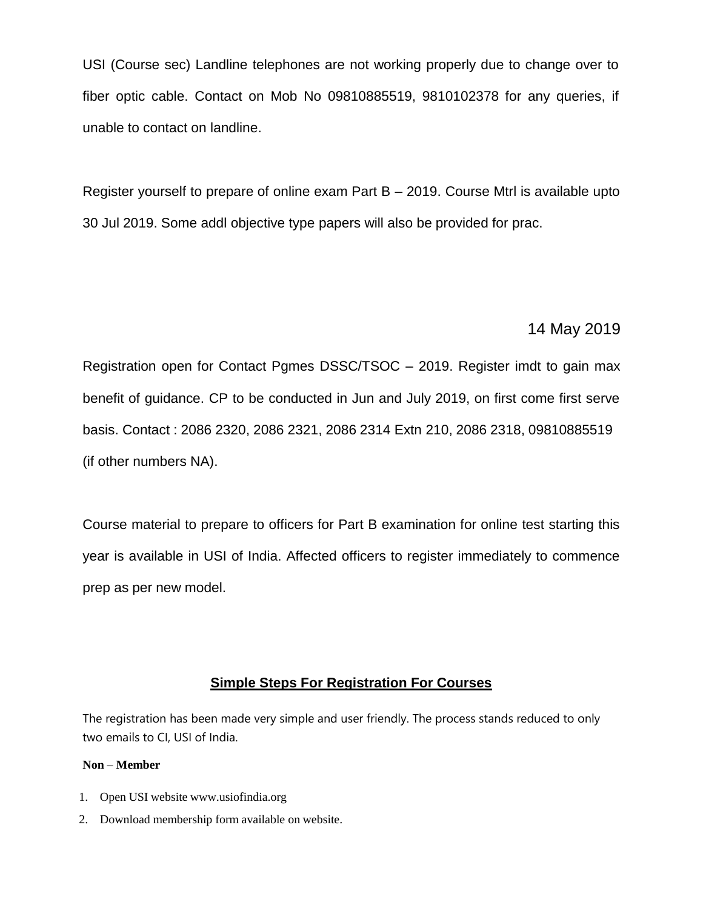USI (Course sec) Landline telephones are not working properly due to change over to fiber optic cable. Contact on Mob No 09810885519, 9810102378 for any queries, if unable to contact on landline.

Register yourself to prepare of online exam Part B – 2019. Course Mtrl is available upto 30 Jul 2019. Some addl objective type papers will also be provided for prac.

14 May 2019

Registration open for Contact Pgmes DSSC/TSOC – 2019. Register imdt to gain max benefit of guidance. CP to be conducted in Jun and July 2019, on first come first serve basis. Contact : 2086 2320, 2086 2321, 2086 2314 Extn 210, 2086 2318, 09810885519 (if other numbers NA).

Course material to prepare to officers for Part B examination for online test starting this year is available in USI of India. Affected officers to register immediately to commence prep as per new model.

## Simple Steps For Registration For Courses

The registration has been made very simple and user friendly. The process stands reduced to only two emails to CI, USI of India.

**Non – Member**

1. Open USI website www.usiofindia.org
2. Download membership form available on website.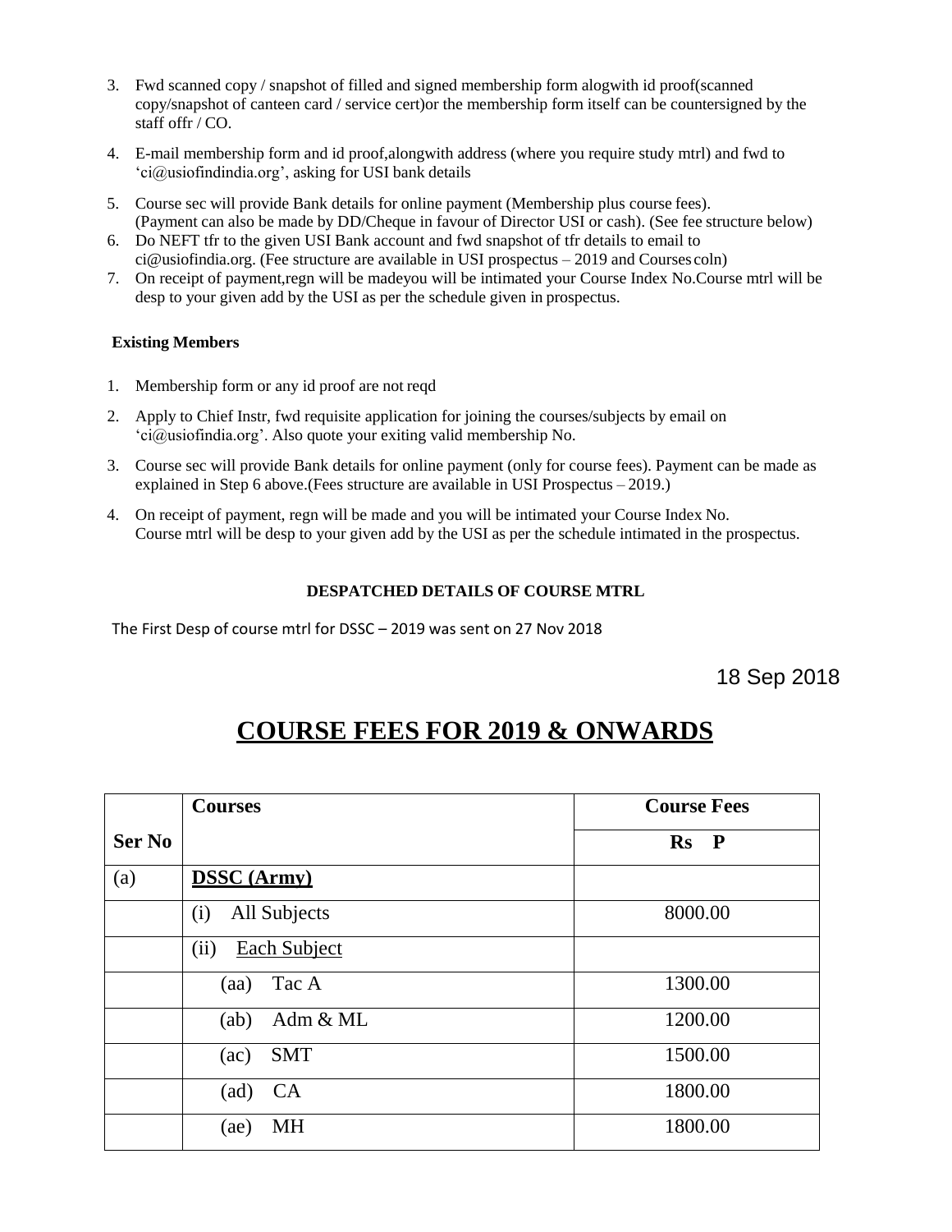3. Fwd scanned copy / snapshot of filled and signed membership form alogwith id proof(scanned copy/snapshot of canteen card / service cert)or the membership form itself can be countersigned by the staff offr / CO.
4. E-mail membership form and id proof,alongwith address (where you require study mtrl) and fwd to 'ci@usiofindindia.org', asking for USI bank details
5. Course sec will provide Bank details for online payment (Membership plus course fees). (Payment can also be made by DD/Cheque in favour of Director USI or cash). (See fee structure below)
6. Do NEFT tfr to the given USI Bank account and fwd snapshot of tfr details to email to ci@usiofindia.org. (Fee structure are available in USI prospectus – 2019 and Courses coln)
7. On receipt of payment,regn will be madeyou will be intimated your Course Index No.Course mtrl will be desp to your given add by the USI as per the schedule given in prospectus.

**Existing Members**

1. Membership form or any id proof are not reqd
2. Apply to Chief Instr, fwd requisite application for joining the courses/subjects by email on 'ci@usiofindia.org'. Also quote your exiting valid membership No.
3. Course sec will provide Bank details for online payment (only for course fees). Payment can be made as explained in Step 6 above.(Fees structure are available in USI Prospectus – 2019.)
4. On receipt of payment, regn will be made and you will be intimated your Course Index No. Course mtrl will be desp to your given add by the USI as per the schedule intimated in the prospectus.

**DESPATCHED DETAILS OF COURSE MTRL**

The First Desp of course mtrl for DSSC – 2019 was sent on 27 Nov 2018

18 Sep 2018

# COURSE FEES FOR 2019 & ONWARDS

| Ser No | Courses | Course Fees<br>Rs P |
|---|---|---|
| (a) | **DSSC (Army)** | |
| | (i) All Subjects | 8000.00 |
| | (ii) Each Subject | |
| | (aa) Tac A | 1300.00 |
| | (ab) Adm & ML | 1200.00 |
| | (ac) SMT | 1500.00 |
| | (ad) CA | 1800.00 |
| | (ae) MH | 1800.00 |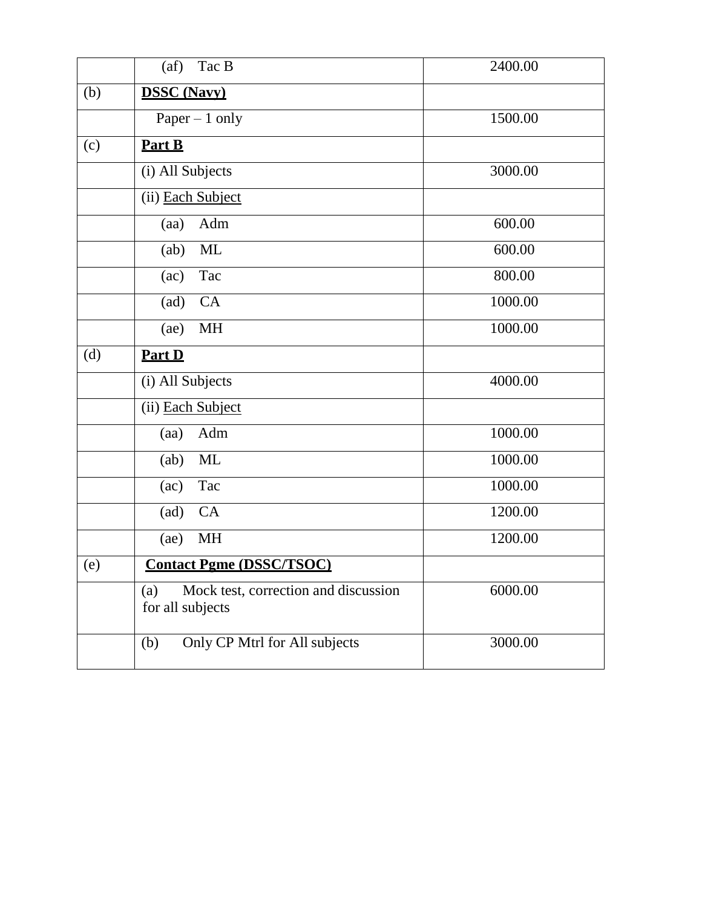| | | |
|---|---|---|
| | (af) Tac B | 2400.00 |
| (b) | **DSSC (Navy)** | |
| | Paper – 1 only | 1500.00 |
| (c) | **Part B** | |
| | (i) All Subjects | 3000.00 |
| | (ii) Each Subject | |
| | (aa) Adm | 600.00 |
| | (ab) ML | 600.00 |
| | (ac) Tac | 800.00 |
| | (ad) CA | 1000.00 |
| | (ae) MH | 1000.00 |
| (d) | **Part D** | |
| | (i) All Subjects | 4000.00 |
| | (ii) Each Subject | |
| | (aa) Adm | 1000.00 |
| | (ab) ML | 1000.00 |
| | (ac) Tac | 1000.00 |
| | (ad) CA | 1200.00 |
| | (ae) MH | 1200.00 |
| (e) | **Contact Pgme (DSSC/TSOC)** | |
| | (a) Mock test, correction and discussion for all subjects | 6000.00 |
| | (b) Only CP Mtrl for All subjects | 3000.00 |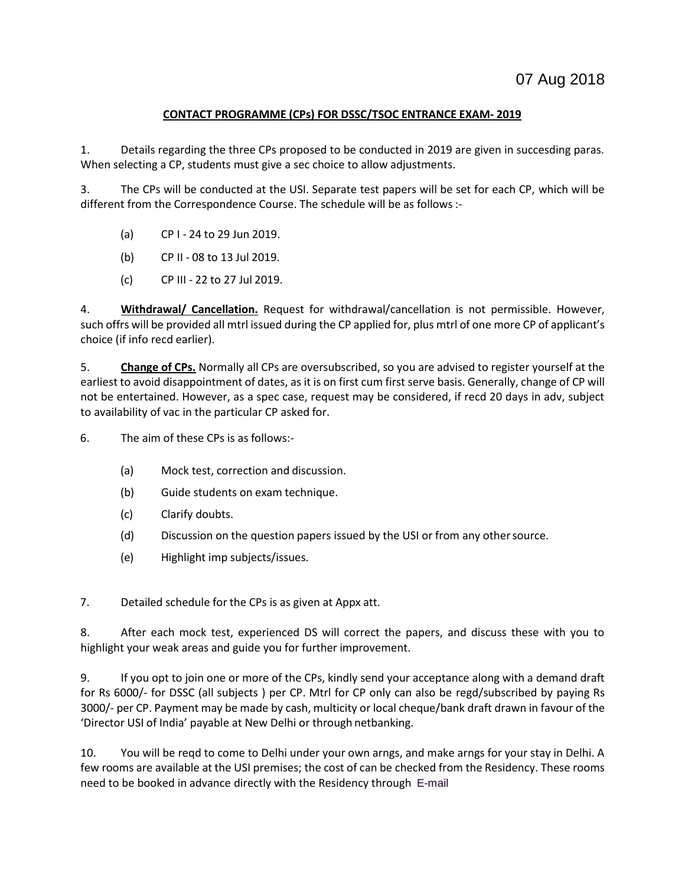07 Aug 2018

**CONTACT PROGRAMME (CPs) FOR DSSC/TSOC ENTRANCE EXAM- 2019**

1. Details regarding the three CPs proposed to be conducted in 2019 are given in succesding paras. When selecting a CP, students must give a sec choice to allow adjustments.

3. The CPs will be conducted at the USI. Separate test papers will be set for each CP, which will be different from the Correspondence Course. The schedule will be as follows :-

(a) CP I - 24 to 29 Jun 2019.

(b) CP II - 08 to 13 Jul 2019.

(c) CP III - 22 to 27 Jul 2019.

4. **Withdrawal/ Cancellation.** Request for withdrawal/cancellation is not permissible. However, such offrs will be provided all mtrl issued during the CP applied for, plus mtrl of one more CP of applicant's choice (if info recd earlier).

5. **Change of CPs.** Normally all CPs are oversubscribed, so you are advised to register yourself at the earliest to avoid disappointment of dates, as it is on first cum first serve basis. Generally, change of CP will not be entertained. However, as a spec case, request may be considered, if recd 20 days in adv, subject to availability of vac in the particular CP asked for.

6. The aim of these CPs is as follows:-

(a) Mock test, correction and discussion.

(b) Guide students on exam technique.

(c) Clarify doubts.

(d) Discussion on the question papers issued by the USI or from any other source.

(e) Highlight imp subjects/issues.

7. Detailed schedule for the CPs is as given at Appx att.

8. After each mock test, experienced DS will correct the papers, and discuss these with you to highlight your weak areas and guide you for further improvement.

9. If you opt to join one or more of the CPs, kindly send your acceptance along with a demand draft for Rs 6000/- for DSSC (all subjects ) per CP. Mtrl for CP only can also be regd/subscribed by paying Rs 3000/- per CP. Payment may be made by cash, multicity or local cheque/bank draft drawn in favour of the 'Director USI of India' payable at New Delhi or through netbanking.

10. You will be reqd to come to Delhi under your own arngs, and make arngs for your stay in Delhi. A few rooms are available at the USI premises; the cost of can be checked from the Residency. These rooms need to be booked in advance directly with the Residency through E-mail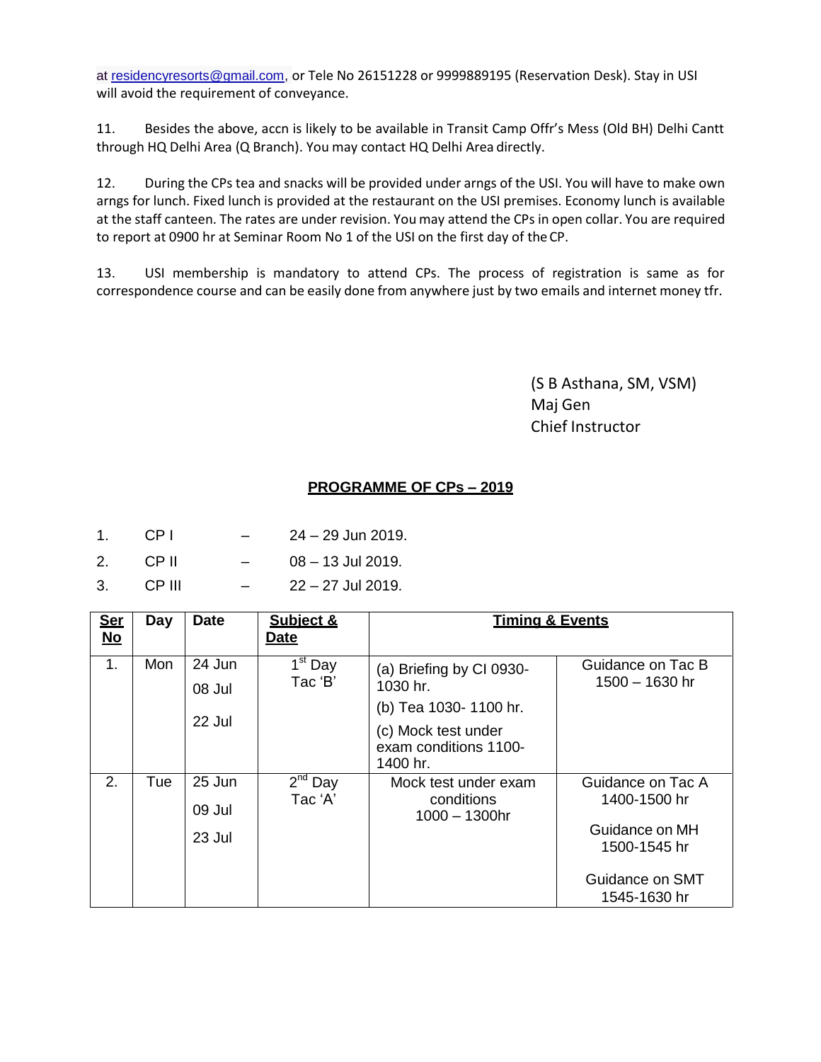at residencyresorts@gmail.com, or Tele No 26151228 or 9999889195 (Reservation Desk). Stay in USI will avoid the requirement of conveyance.

11. Besides the above, accn is likely to be available in Transit Camp Offr's Mess (Old BH) Delhi Cantt through HQ Delhi Area (Q Branch). You may contact HQ Delhi Area directly.

12. During the CPs tea and snacks will be provided under arngs of the USI. You will have to make own arngs for lunch. Fixed lunch is provided at the restaurant on the USI premises. Economy lunch is available at the staff canteen. The rates are under revision. You may attend the CPs in open collar. You are required to report at 0900 hr at Seminar Room No 1 of the USI on the first day of the CP.

13. USI membership is mandatory to attend CPs. The process of registration is same as for correspondence course and can be easily done from anywhere just by two emails and internet money tfr.

(S B Asthana, SM, VSM)
Maj Gen
Chief Instructor

## PROGRAMME OF CPs – 2019

1. CP I – 24 – 29 Jun 2019.
2. CP II – 08 – 13 Jul 2019.
3. CP III – 22 – 27 Jul 2019.

| Ser No | Day | Date | Subject & Date | Timing & Events | |
|---|---|---|---|---|---|
| 1. | Mon | 24 Jun<br>08 Jul<br>22 Jul | 1st Day Tac 'B' | (a) Briefing by CI 0930-1030 hr.<br>(b) Tea 1030- 1100 hr.<br>(c) Mock test under exam conditions 1100-1400 hr. | Guidance on Tac B 1500 – 1630 hr |
| 2. | Tue | 25 Jun<br>09 Jul<br>23 Jul | 2nd Day Tac 'A' | Mock test under exam conditions 1000 – 1300hr | Guidance on Tac A 1400-1500 hr<br>Guidance on MH 1500-1545 hr<br>Guidance on SMT 1545-1630 hr |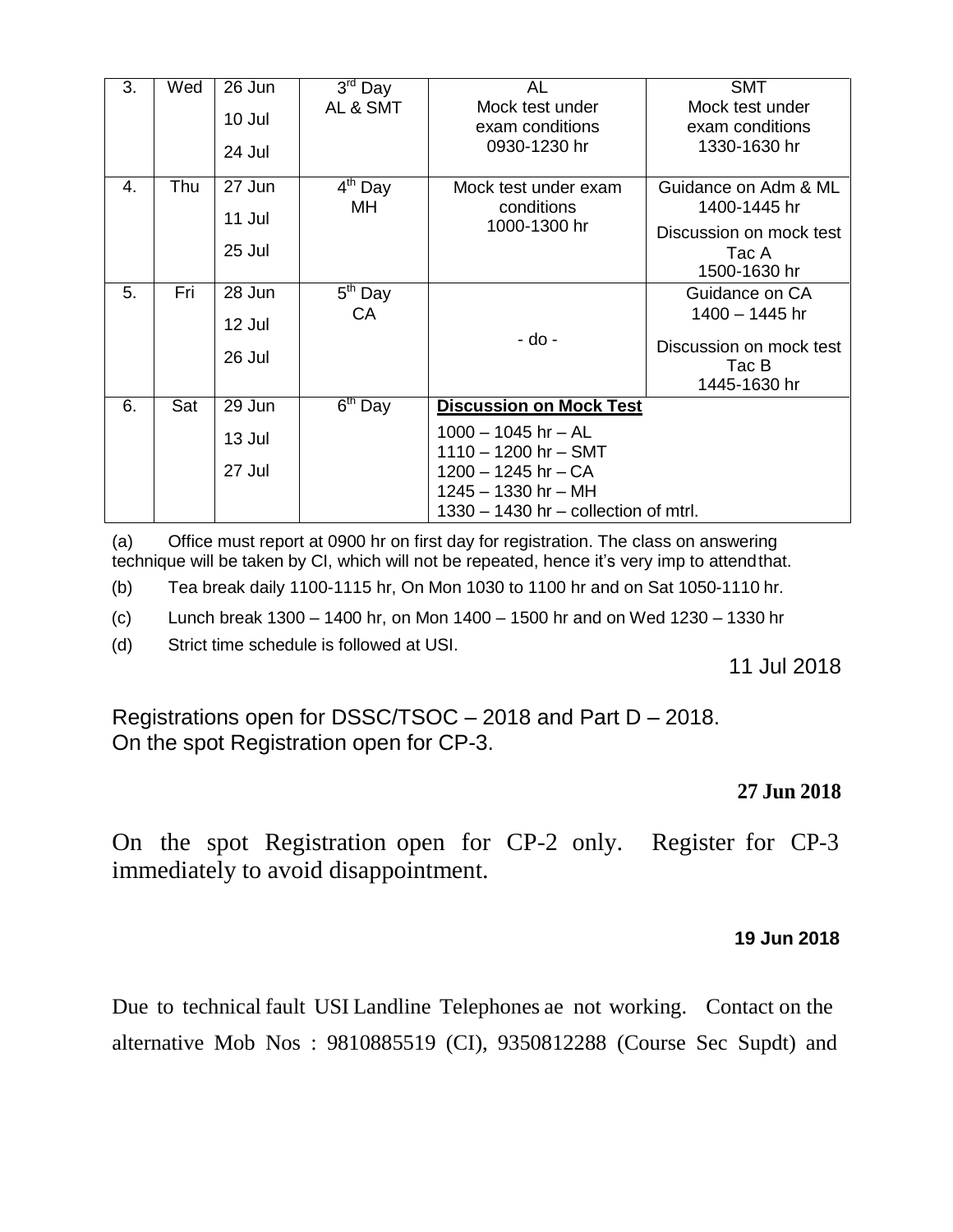| 3. | Wed | 26 Jun<br>10 Jul<br>24 Jul | 3rd Day<br>AL & SMT | AL<br>Mock test under exam conditions<br>0930-1230 hr | SMT<br>Mock test under exam conditions<br>1330-1630 hr |
|---|---|---|---|---|---|
| 4. | Thu | 27 Jun<br>11 Jul<br>25 Jul | 4th Day<br>MH | Mock test under exam conditions<br>1000-1300 hr | Guidance on Adm & ML<br>1400-1445 hr<br>Discussion on mock test Tac A<br>1500-1630 hr |
| 5. | Fri | 28 Jun<br>12 Jul<br>26 Jul | 5th Day<br>CA | - do - | Guidance on CA<br>1400 – 1445 hr<br>Discussion on mock test Tac B<br>1445-1630 hr |
| 6. | Sat | 29 Jun<br>13 Jul<br>27 Jul | 6th Day | **Discussion on Mock Test**<br>1000 – 1045 hr – AL<br>1110 – 1200 hr – SMT<br>1200 – 1245 hr – CA<br>1245 – 1330 hr – MH<br>1330 – 1430 hr – collection of mtrl. | |

(a) Office must report at 0900 hr on first day for registration. The class on answering technique will be taken by CI, which will not be repeated, hence it's very imp to attend that.

(b) Tea break daily 1100-1115 hr, On Mon 1030 to 1100 hr and on Sat 1050-1110 hr.

(c) Lunch break 1300 – 1400 hr, on Mon 1400 – 1500 hr and on Wed 1230 – 1330 hr

(d) Strict time schedule is followed at USI.

11 Jul 2018

Registrations open for DSSC/TSOC – 2018 and Part D – 2018.
On the spot Registration open for CP-3.

**27 Jun 2018**

On the spot Registration open for CP-2 only. Register for CP-3 immediately to avoid disappointment.

**19 Jun 2018**

Due to technical fault USI Landline Telephones ae not working. Contact on the alternative Mob Nos : 9810885519 (CI), 9350812288 (Course Sec Supdt) and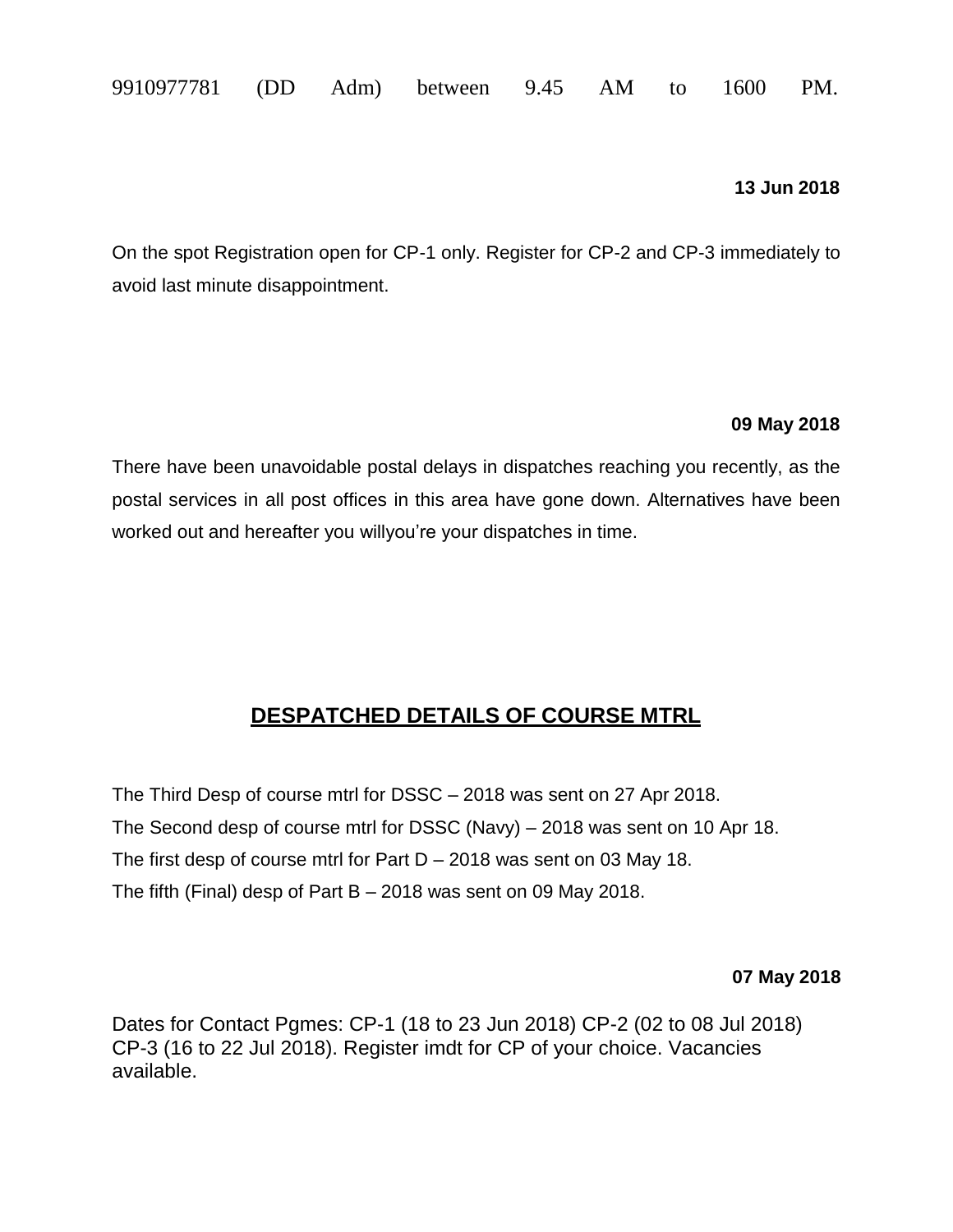9910977781 (DD Adm) between 9.45 AM to 1600 PM.

**13 Jun 2018**

On the spot Registration open for CP-1 only. Register for CP-2 and CP-3 immediately to avoid last minute disappointment.

**09 May 2018**

There have been unavoidable postal delays in dispatches reaching you recently, as the postal services in all post offices in this area have gone down. Alternatives have been worked out and hereafter you willyou're your dispatches in time.

## DESPATCHED DETAILS OF COURSE MTRL

The Third Desp of course mtrl for DSSC – 2018 was sent on 27 Apr 2018.
The Second desp of course mtrl for DSSC (Navy) – 2018 was sent on 10 Apr 18.
The first desp of course mtrl for Part D – 2018 was sent on 03 May 18.
The fifth (Final) desp of Part B – 2018 was sent on 09 May 2018.

**07 May 2018**

Dates for Contact Pgmes: CP-1 (18 to 23 Jun 2018) CP-2 (02 to 08 Jul 2018) CP-3 (16 to 22 Jul 2018). Register imdt for CP of your choice. Vacancies available.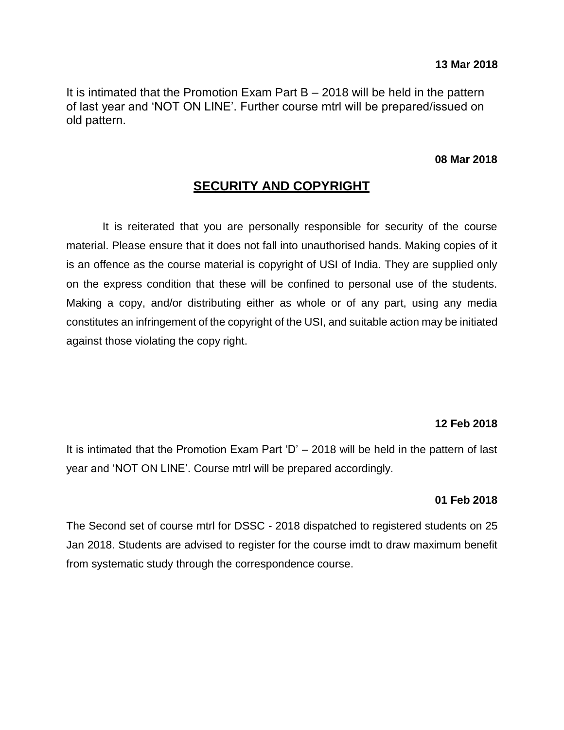**13 Mar 2018**

It is intimated that the Promotion Exam Part B – 2018 will be held in the pattern of last year and 'NOT ON LINE'. Further course mtrl will be prepared/issued on old pattern.

**08 Mar 2018**

## SECURITY AND COPYRIGHT

It is reiterated that you are personally responsible for security of the course material. Please ensure that it does not fall into unauthorised hands. Making copies of it is an offence as the course material is copyright of USI of India. They are supplied only on the express condition that these will be confined to personal use of the students. Making a copy, and/or distributing either as whole or of any part, using any media constitutes an infringement of the copyright of the USI, and suitable action may be initiated against those violating the copy right.

**12 Feb 2018**

It is intimated that the Promotion Exam Part 'D' – 2018 will be held in the pattern of last year and 'NOT ON LINE'. Course mtrl will be prepared accordingly.

**01 Feb 2018**

The Second set of course mtrl for DSSC - 2018 dispatched to registered students on 25 Jan 2018. Students are advised to register for the course imdt to draw maximum benefit from systematic study through the correspondence course.